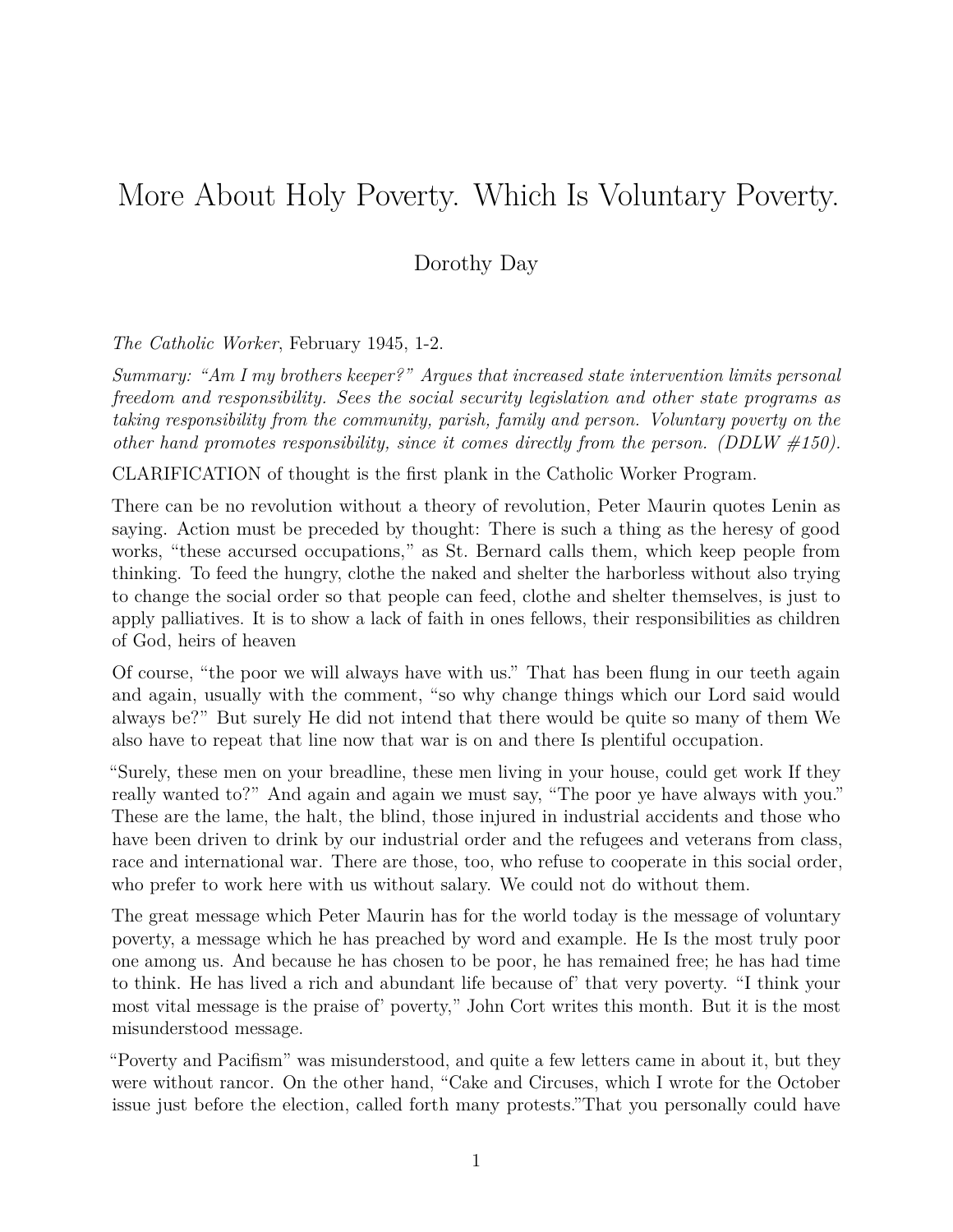# More About Holy Poverty. Which Is Voluntary Poverty.

Dorothy Day

*The Catholic Worker*, February 1945, 1-2.

*Summary: "Am I my brothers keeper?" Argues that increased state intervention limits personal freedom and responsibility. Sees the social security legislation and other state programs as taking responsibility from the community, parish, family and person. Voluntary poverty on the other hand promotes responsibility, since it comes directly from the person. (DDLW #150).*

CLARIFICATION of thought is the first plank in the Catholic Worker Program.

There can be no revolution without a theory of revolution, Peter Maurin quotes Lenin as saying. Action must be preceded by thought: There is such a thing as the heresy of good works, "these accursed occupations," as St. Bernard calls them, which keep people from thinking. To feed the hungry, clothe the naked and shelter the harborless without also trying to change the social order so that people can feed, clothe and shelter themselves, is just to apply palliatives. It is to show a lack of faith in ones fellows, their responsibilities as children of God, heirs of heaven

Of course, "the poor we will always have with us." That has been flung in our teeth again and again, usually with the comment, "so why change things which our Lord said would always be?" But surely He did not intend that there would be quite so many of them We also have to repeat that line now that war is on and there Is plentiful occupation.

"Surely, these men on your breadline, these men living in your house, could get work If they really wanted to?" And again and again we must say, "The poor ye have always with you." These are the lame, the halt, the blind, those injured in industrial accidents and those who have been driven to drink by our industrial order and the refugees and veterans from class, race and international war. There are those, too, who refuse to cooperate in this social order, who prefer to work here with us without salary. We could not do without them.

The great message which Peter Maurin has for the world today is the message of voluntary poverty, a message which he has preached by word and example. He Is the most truly poor one among us. And because he has chosen to be poor, he has remained free; he has had time to think. He has lived a rich and abundant life because of' that very poverty. "I think your most vital message is the praise of' poverty," John Cort writes this month. But it is the most misunderstood message.

"Poverty and Pacifism" was misunderstood, and quite a few letters came in about it, but they were without rancor. On the other hand, "Cake and Circuses, which I wrote for the October issue just before the election, called forth many protests."That you personally could have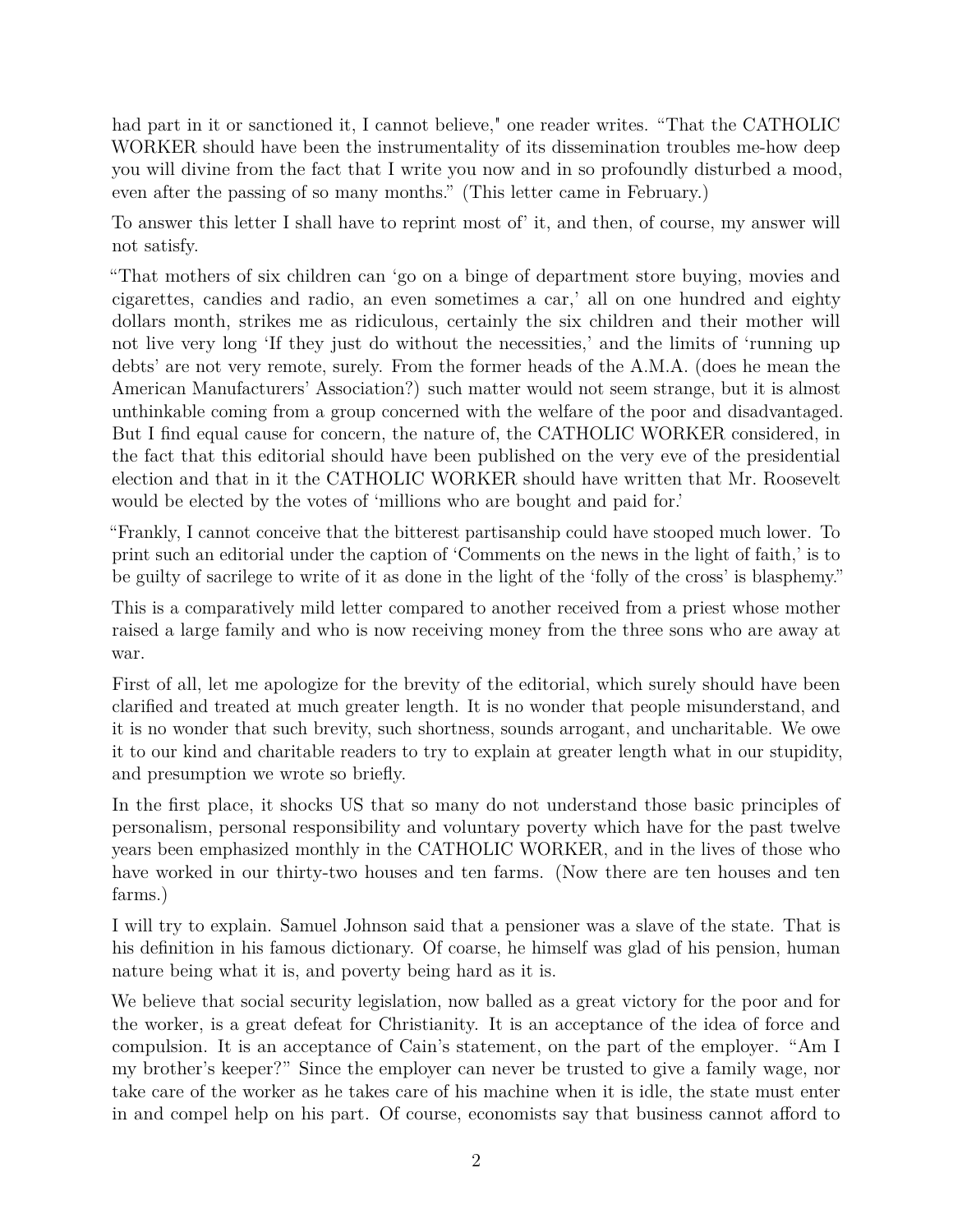had part in it or sanctioned it, I cannot believe," one reader writes. "That the CATHOLIC WORKER should have been the instrumentality of its dissemination troubles me-how deep you will divine from the fact that I write you now and in so profoundly disturbed a mood, even after the passing of so many months." (This letter came in February.)

To answer this letter I shall have to reprint most of' it, and then, of course, my answer will not satisfy.

"That mothers of six children can 'go on a binge of department store buying, movies and cigarettes, candies and radio, an even sometimes a car,' all on one hundred and eighty dollars month, strikes me as ridiculous, certainly the six children and their mother will not live very long 'If they just do without the necessities,' and the limits of 'running up debts' are not very remote, surely. From the former heads of the A.M.A. (does he mean the American Manufacturers' Association?) such matter would not seem strange, but it is almost unthinkable coming from a group concerned with the welfare of the poor and disadvantaged. But I find equal cause for concern, the nature of, the CATHOLIC WORKER considered, in the fact that this editorial should have been published on the very eve of the presidential election and that in it the CATHOLIC WORKER should have written that Mr. Roosevelt would be elected by the votes of 'millions who are bought and paid for.'

"Frankly, I cannot conceive that the bitterest partisanship could have stooped much lower. To print such an editorial under the caption of 'Comments on the news in the light of faith,' is to be guilty of sacrilege to write of it as done in the light of the 'folly of the cross' is blasphemy."

This is a comparatively mild letter compared to another received from a priest whose mother raised a large family and who is now receiving money from the three sons who are away at war.

First of all, let me apologize for the brevity of the editorial, which surely should have been clarified and treated at much greater length. It is no wonder that people misunderstand, and it is no wonder that such brevity, such shortness, sounds arrogant, and uncharitable. We owe it to our kind and charitable readers to try to explain at greater length what in our stupidity, and presumption we wrote so briefly.

In the first place, it shocks US that so many do not understand those basic principles of personalism, personal responsibility and voluntary poverty which have for the past twelve years been emphasized monthly in the CATHOLIC WORKER, and in the lives of those who have worked in our thirty-two houses and ten farms. (Now there are ten houses and ten farms.)

I will try to explain. Samuel Johnson said that a pensioner was a slave of the state. That is his definition in his famous dictionary. Of coarse, he himself was glad of his pension, human nature being what it is, and poverty being hard as it is.

We believe that social security legislation, now balled as a great victory for the poor and for the worker, is a great defeat for Christianity. It is an acceptance of the idea of force and compulsion. It is an acceptance of Cain's statement, on the part of the employer. "Am I my brother's keeper?" Since the employer can never be trusted to give a family wage, nor take care of the worker as he takes care of his machine when it is idle, the state must enter in and compel help on his part. Of course, economists say that business cannot afford to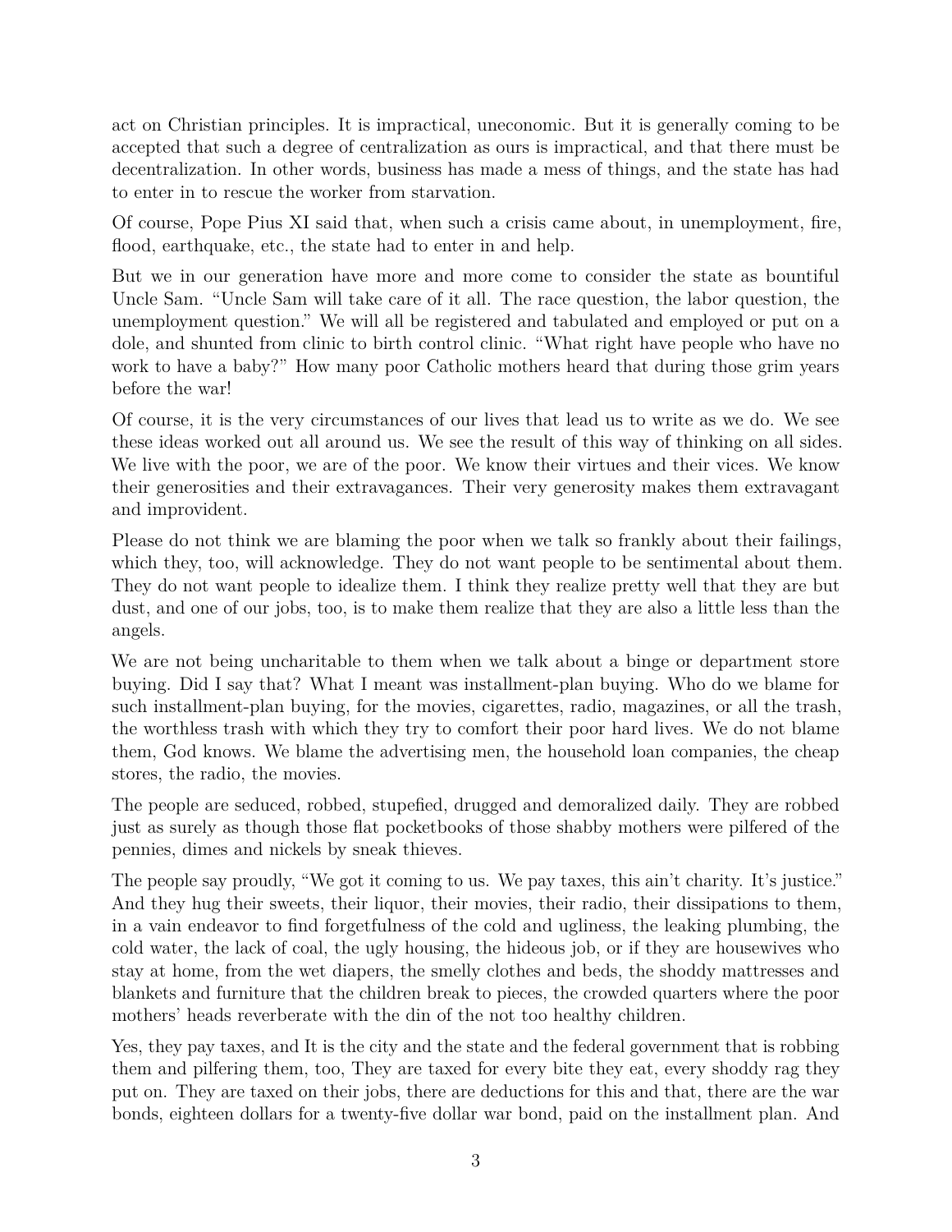act on Christian principles. It is impractical, uneconomic. But it is generally coming to be accepted that such a degree of centralization as ours is impractical, and that there must be decentralization. In other words, business has made a mess of things, and the state has had to enter in to rescue the worker from starvation.

Of course, Pope Pius XI said that, when such a crisis came about, in unemployment, fire, flood, earthquake, etc., the state had to enter in and help.

But we in our generation have more and more come to consider the state as bountiful Uncle Sam. "Uncle Sam will take care of it all. The race question, the labor question, the unemployment question." We will all be registered and tabulated and employed or put on a dole, and shunted from clinic to birth control clinic. "What right have people who have no work to have a baby?" How many poor Catholic mothers heard that during those grim years before the war!

Of course, it is the very circumstances of our lives that lead us to write as we do. We see these ideas worked out all around us. We see the result of this way of thinking on all sides. We live with the poor, we are of the poor. We know their virtues and their vices. We know their generosities and their extravagances. Their very generosity makes them extravagant and improvident.

Please do not think we are blaming the poor when we talk so frankly about their failings, which they, too, will acknowledge. They do not want people to be sentimental about them. They do not want people to idealize them. I think they realize pretty well that they are but dust, and one of our jobs, too, is to make them realize that they are also a little less than the angels.

We are not being uncharitable to them when we talk about a binge or department store buying. Did I say that? What I meant was installment-plan buying. Who do we blame for such installment-plan buying, for the movies, cigarettes, radio, magazines, or all the trash, the worthless trash with which they try to comfort their poor hard lives. We do not blame them, God knows. We blame the advertising men, the household loan companies, the cheap stores, the radio, the movies.

The people are seduced, robbed, stupefied, drugged and demoralized daily. They are robbed just as surely as though those flat pocketbooks of those shabby mothers were pilfered of the pennies, dimes and nickels by sneak thieves.

The people say proudly, "We got it coming to us. We pay taxes, this ain't charity. It's justice." And they hug their sweets, their liquor, their movies, their radio, their dissipations to them, in a vain endeavor to find forgetfulness of the cold and ugliness, the leaking plumbing, the cold water, the lack of coal, the ugly housing, the hideous job, or if they are housewives who stay at home, from the wet diapers, the smelly clothes and beds, the shoddy mattresses and blankets and furniture that the children break to pieces, the crowded quarters where the poor mothers' heads reverberate with the din of the not too healthy children.

Yes, they pay taxes, and It is the city and the state and the federal government that is robbing them and pilfering them, too, They are taxed for every bite they eat, every shoddy rag they put on. They are taxed on their jobs, there are deductions for this and that, there are the war bonds, eighteen dollars for a twenty-five dollar war bond, paid on the installment plan. And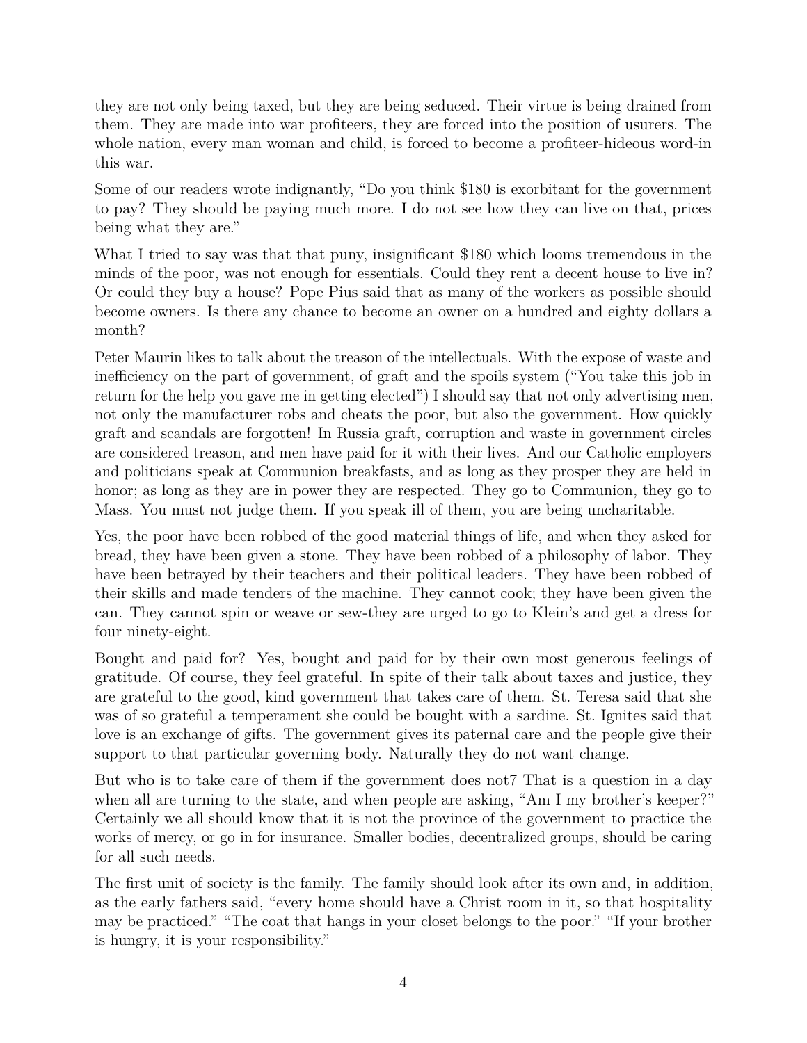they are not only being taxed, but they are being seduced. Their virtue is being drained from them. They are made into war profiteers, they are forced into the position of usurers. The whole nation, every man woman and child, is forced to become a profiteer-hideous word-in this war.

Some of our readers wrote indignantly, "Do you think $180 is exorbitant for the government to pay? They should be paying much more. I do not see how they can live on that, prices being what they are."

What I tried to say was that that puny, insignificant $180 which looms tremendous in the minds of the poor, was not enough for essentials. Could they rent a decent house to live in? Or could they buy a house? Pope Pius said that as many of the workers as possible should become owners. Is there any chance to become an owner on a hundred and eighty dollars a month?

Peter Maurin likes to talk about the treason of the intellectuals. With the expose of waste and inefficiency on the part of government, of graft and the spoils system ("You take this job in return for the help you gave me in getting elected") I should say that not only advertising men, not only the manufacturer robs and cheats the poor, but also the government. How quickly graft and scandals are forgotten! In Russia graft, corruption and waste in government circles are considered treason, and men have paid for it with their lives. And our Catholic employers and politicians speak at Communion breakfasts, and as long as they prosper they are held in honor; as long as they are in power they are respected. They go to Communion, they go to Mass. You must not judge them. If you speak ill of them, you are being uncharitable.

Yes, the poor have been robbed of the good material things of life, and when they asked for bread, they have been given a stone. They have been robbed of a philosophy of labor. They have been betrayed by their teachers and their political leaders. They have been robbed of their skills and made tenders of the machine. They cannot cook; they have been given the can. They cannot spin or weave or sew-they are urged to go to Klein's and get a dress for four ninety-eight.

Bought and paid for? Yes, bought and paid for by their own most generous feelings of gratitude. Of course, they feel grateful. In spite of their talk about taxes and justice, they are grateful to the good, kind government that takes care of them. St. Teresa said that she was of so grateful a temperament she could be bought with a sardine. St. Ignites said that love is an exchange of gifts. The government gives its paternal care and the people give their support to that particular governing body. Naturally they do not want change.

But who is to take care of them if the government does not7 That is a question in a day when all are turning to the state, and when people are asking, "Am I my brother's keeper?" Certainly we all should know that it is not the province of the government to practice the works of mercy, or go in for insurance. Smaller bodies, decentralized groups, should be caring for all such needs.

The first unit of society is the family. The family should look after its own and, in addition, as the early fathers said, "every home should have a Christ room in it, so that hospitality may be practiced." "The coat that hangs in your closet belongs to the poor." "If your brother is hungry, it is your responsibility."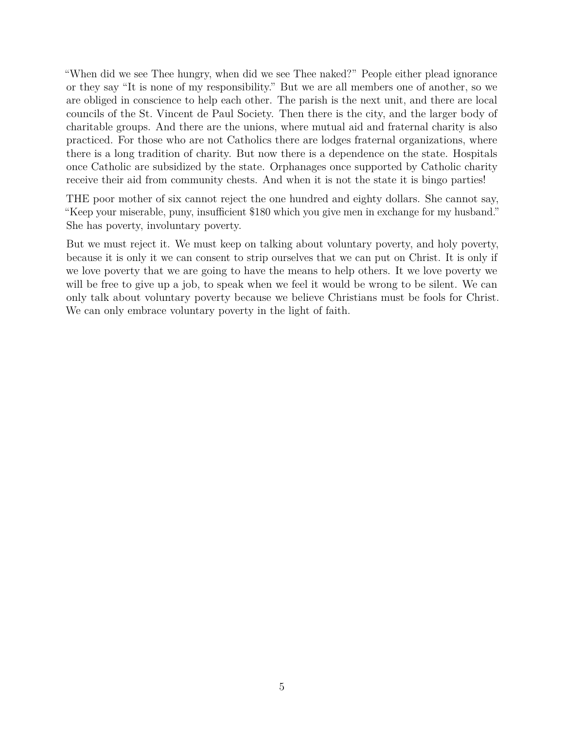"When did we see Thee hungry, when did we see Thee naked?" People either plead ignorance or they say "It is none of my responsibility." But we are all members one of another, so we are obliged in conscience to help each other. The parish is the next unit, and there are local councils of the St. Vincent de Paul Society. Then there is the city, and the larger body of charitable groups. And there are the unions, where mutual aid and fraternal charity is also practiced. For those who are not Catholics there are lodges fraternal organizations, where there is a long tradition of charity. But now there is a dependence on the state. Hospitals once Catholic are subsidized by the state. Orphanages once supported by Catholic charity receive their aid from community chests. And when it is not the state it is bingo parties!

THE poor mother of six cannot reject the one hundred and eighty dollars. She cannot say, "Keep your miserable, puny, insufficient $180 which you give men in exchange for my husband." She has poverty, involuntary poverty.

But we must reject it. We must keep on talking about voluntary poverty, and holy poverty, because it is only it we can consent to strip ourselves that we can put on Christ. It is only if we love poverty that we are going to have the means to help others. It we love poverty we will be free to give up a job, to speak when we feel it would be wrong to be silent. We can only talk about voluntary poverty because we believe Christians must be fools for Christ. We can only embrace voluntary poverty in the light of faith.